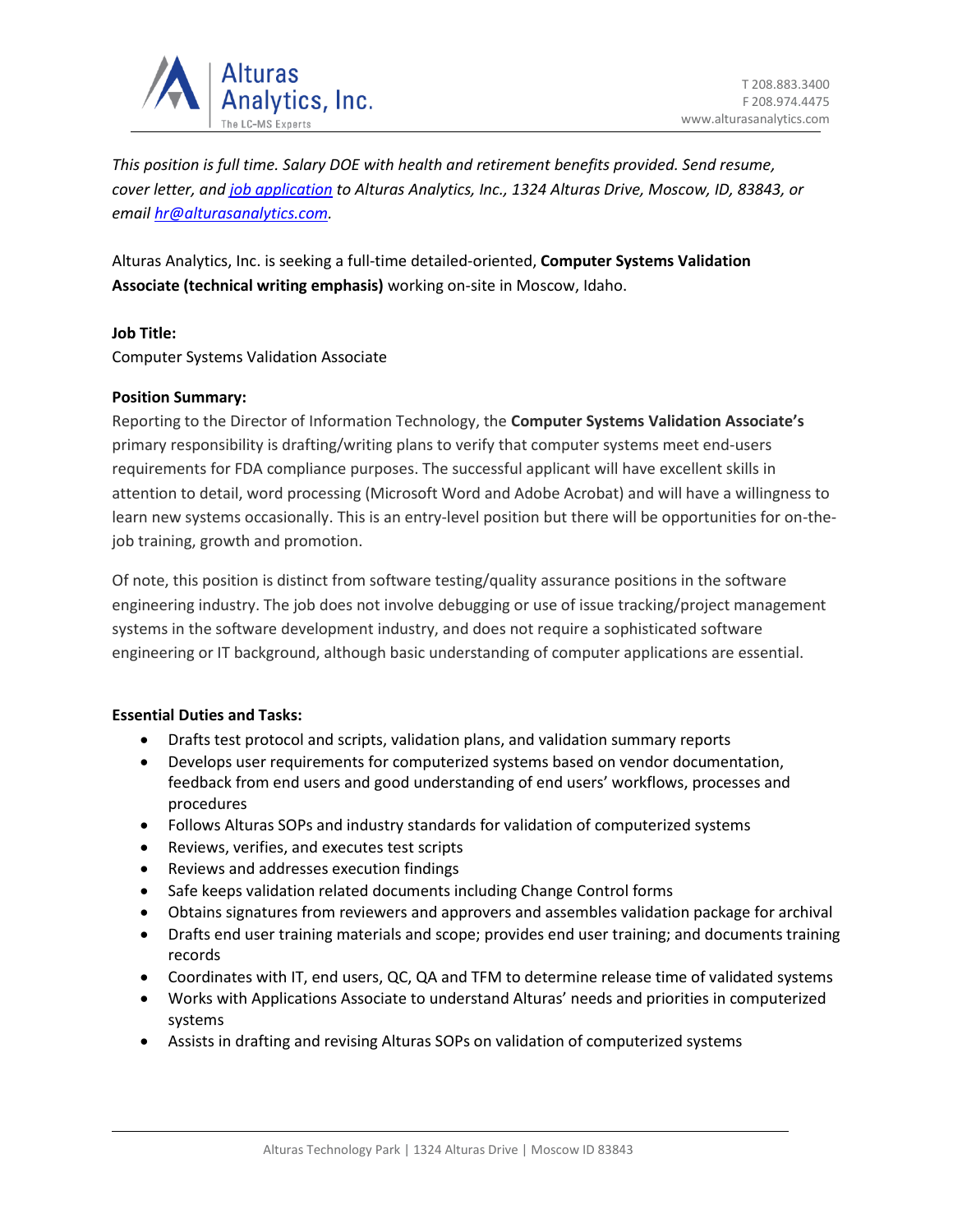*This position is full time. Salary DOE with health and retirement benefits provided. Send resume, cover letter, and [job application](job application) to Alturas Analytics, Inc., 1324 Alturas Drive, Moscow, ID, 83843, or email [hr@alturasanalytics.com](mailto:hr@alturasanalytics.com).*

Alturas Analytics, Inc. is seeking a full-time detailed-oriented, **Computer Systems Validation Associate (technical writing emphasis)** working on-site in Moscow, Idaho.

**Job Title:**
Computer Systems Validation Associate

**Position Summary:**
Reporting to the Director of Information Technology, the **Computer Systems Validation Associate's** primary responsibility is drafting/writing plans to verify that computer systems meet end-users requirements for FDA compliance purposes. The successful applicant will have excellent skills in attention to detail, word processing (Microsoft Word and Adobe Acrobat) and will have a willingness to learn new systems occasionally. This is an entry-level position but there will be opportunities for on-the-job training, growth and promotion.

Of note, this position is distinct from software testing/quality assurance positions in the software engineering industry. The job does not involve debugging or use of issue tracking/project management systems in the software development industry, and does not require a sophisticated software engineering or IT background, although basic understanding of computer applications are essential.

**Essential Duties and Tasks:**

- Drafts test protocol and scripts, validation plans, and validation summary reports
- Develops user requirements for computerized systems based on vendor documentation, feedback from end users and good understanding of end users' workflows, processes and procedures
- Follows Alturas SOPs and industry standards for validation of computerized systems
- Reviews, verifies, and executes test scripts
- Reviews and addresses execution findings
- Safe keeps validation related documents including Change Control forms
- Obtains signatures from reviewers and approvers and assembles validation package for archival
- Drafts end user training materials and scope; provides end user training; and documents training records
- Coordinates with IT, end users, QC, QA and TFM to determine release time of validated systems
- Works with Applications Associate to understand Alturas' needs and priorities in computerized systems
- Assists in drafting and revising Alturas SOPs on validation of computerized systems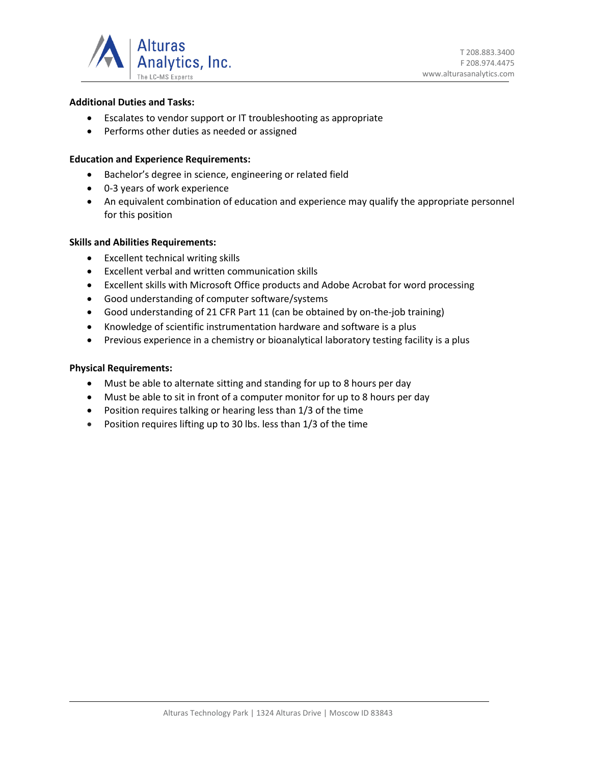**Additional Duties and Tasks:**

- Escalates to vendor support or IT troubleshooting as appropriate
- Performs other duties as needed or assigned

**Education and Experience Requirements:**

- Bachelor's degree in science, engineering or related field
- 0-3 years of work experience
- An equivalent combination of education and experience may qualify the appropriate personnel for this position

**Skills and Abilities Requirements:**

- Excellent technical writing skills
- Excellent verbal and written communication skills
- Excellent skills with Microsoft Office products and Adobe Acrobat for word processing
- Good understanding of computer software/systems
- Good understanding of 21 CFR Part 11 (can be obtained by on-the-job training)
- Knowledge of scientific instrumentation hardware and software is a plus
- Previous experience in a chemistry or bioanalytical laboratory testing facility is a plus

**Physical Requirements:**

- Must be able to alternate sitting and standing for up to 8 hours per day
- Must be able to sit in front of a computer monitor for up to 8 hours per day
- Position requires talking or hearing less than 1/3 of the time
- Position requires lifting up to 30 lbs. less than 1/3 of the time